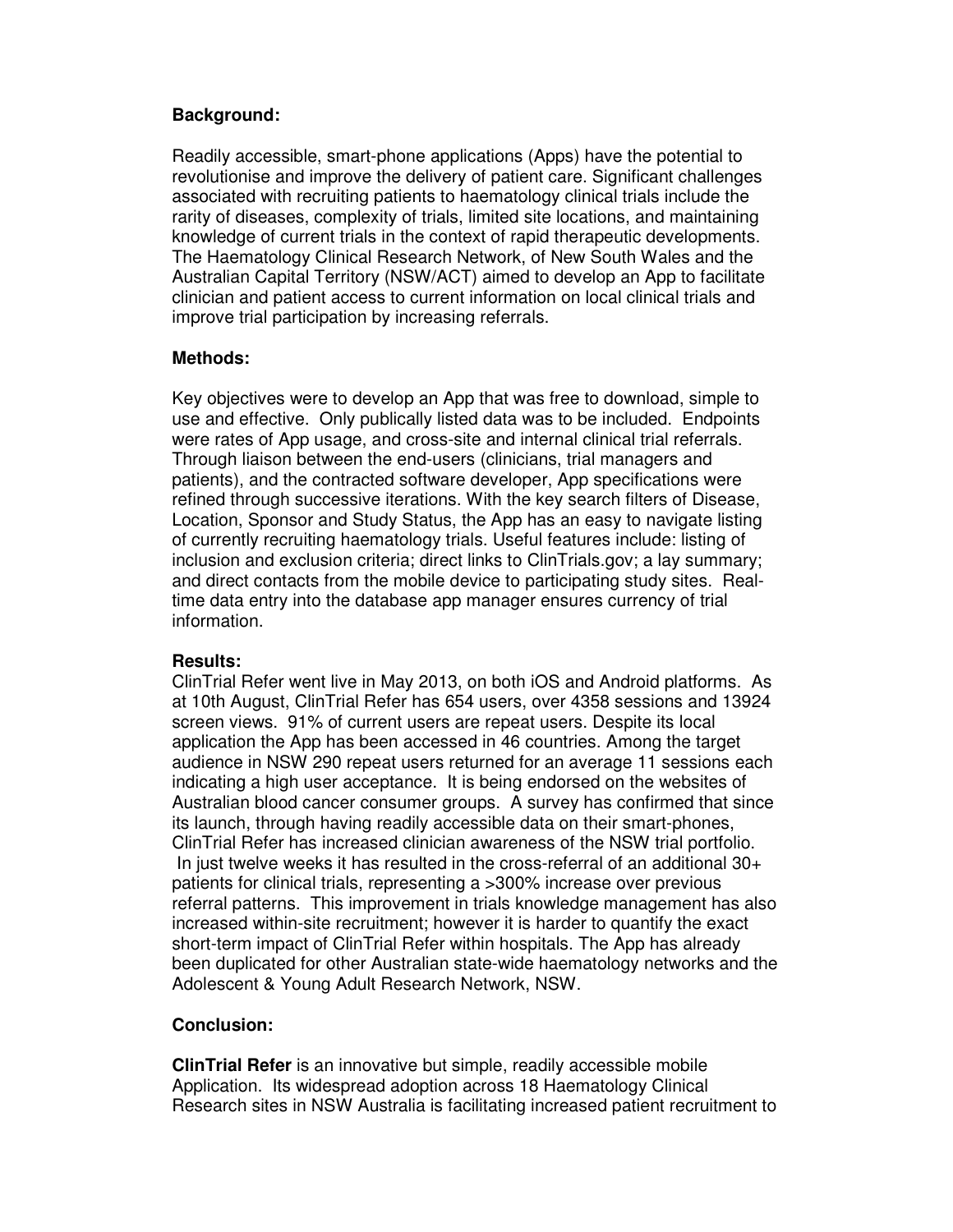**Background:**

Readily accessible, smart-phone applications (Apps) have the potential to revolutionise and improve the delivery of patient care. Significant challenges associated with recruiting patients to haematology clinical trials include the rarity of diseases, complexity of trials, limited site locations, and maintaining knowledge of current trials in the context of rapid therapeutic developments. The Haematology Clinical Research Network, of New South Wales and the Australian Capital Territory (NSW/ACT) aimed to develop an App to facilitate clinician and patient access to current information on local clinical trials and improve trial participation by increasing referrals.

**Methods:**

Key objectives were to develop an App that was free to download, simple to use and effective. Only publically listed data was to be included. Endpoints were rates of App usage, and cross-site and internal clinical trial referrals. Through liaison between the end-users (clinicians, trial managers and patients), and the contracted software developer, App specifications were refined through successive iterations. With the key search filters of Disease, Location, Sponsor and Study Status, the App has an easy to navigate listing of currently recruiting haematology trials. Useful features include: listing of inclusion and exclusion criteria; direct links to ClinTrials.gov; a lay summary; and direct contacts from the mobile device to participating study sites. Real-time data entry into the database app manager ensures currency of trial information.

**Results:**

ClinTrial Refer went live in May 2013, on both iOS and Android platforms. As at 10th August, ClinTrial Refer has 654 users, over 4358 sessions and 13924 screen views. 91% of current users are repeat users. Despite its local application the App has been accessed in 46 countries. Among the target audience in NSW 290 repeat users returned for an average 11 sessions each indicating a high user acceptance. It is being endorsed on the websites of Australian blood cancer consumer groups. A survey has confirmed that since its launch, through having readily accessible data on their smart-phones, ClinTrial Refer has increased clinician awareness of the NSW trial portfolio. In just twelve weeks it has resulted in the cross-referral of an additional 30+ patients for clinical trials, representing a >300% increase over previous referral patterns. This improvement in trials knowledge management has also increased within-site recruitment; however it is harder to quantify the exact short-term impact of ClinTrial Refer within hospitals. The App has already been duplicated for other Australian state-wide haematology networks and the Adolescent & Young Adult Research Network, NSW.

**Conclusion:**

**ClinTrial Refer** is an innovative but simple, readily accessible mobile Application. Its widespread adoption across 18 Haematology Clinical Research sites in NSW Australia is facilitating increased patient recruitment to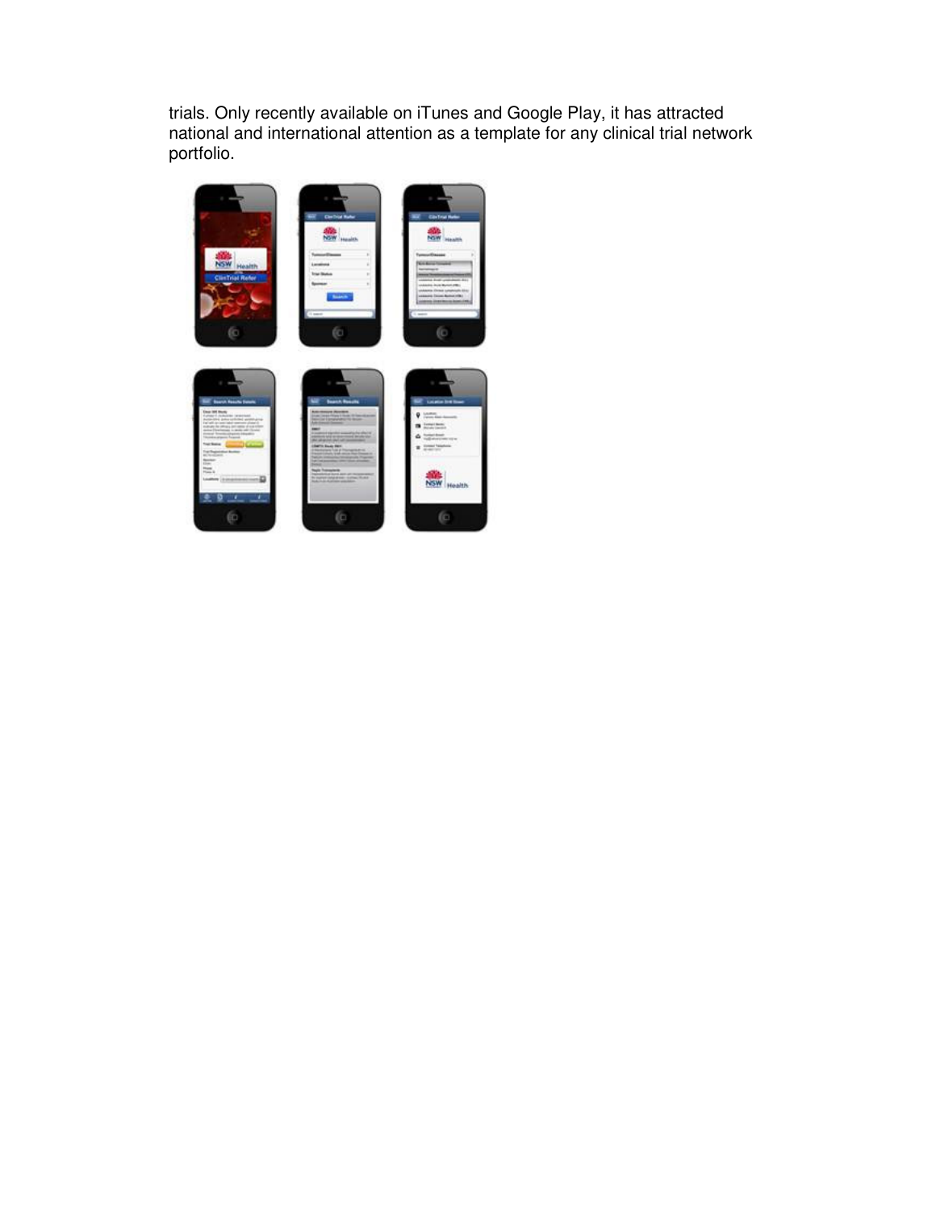trials. Only recently available on iTunes and Google Play, it has attracted national and international attention as a template for any clinical trial network portfolio.